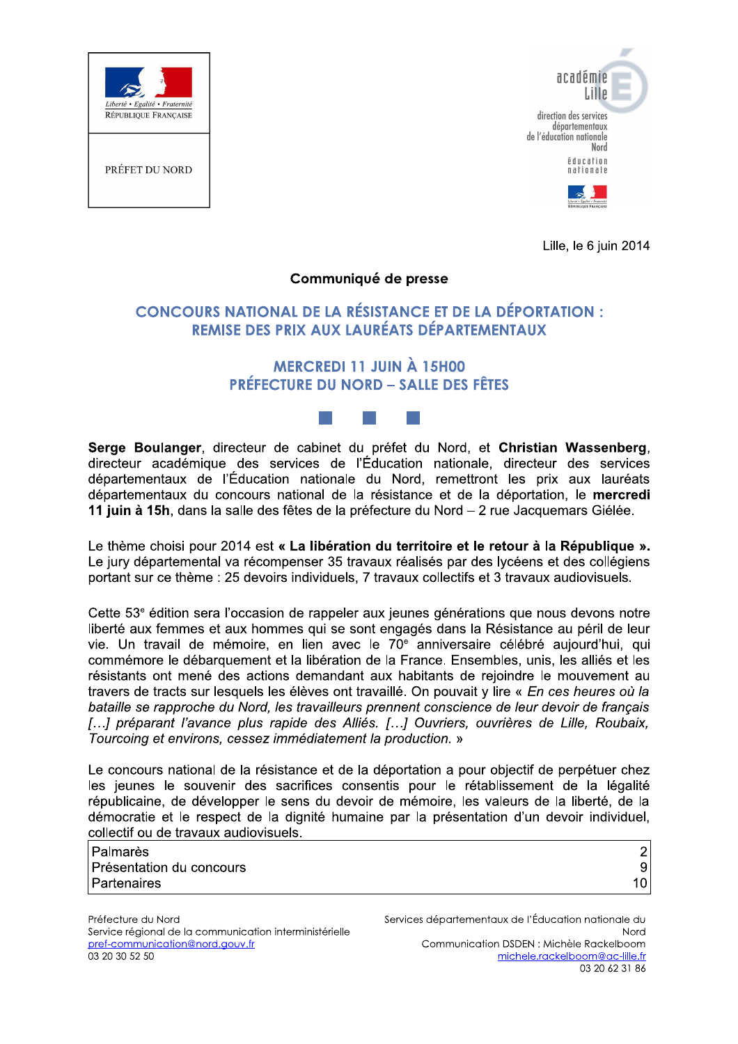Liberté • Égalité • Fraternité
RÉPUBLIQUE FRANÇAISE

PRÉFET DU NORD

académie Lille
direction des services départementaux de l'éducation nationale Nord
éducation nationale

Lille, le 6 juin 2014

**Communiqué de presse**

# CONCOURS NATIONAL DE LA RÉSISTANCE ET DE LA DÉPORTATION : REMISE DES PRIX AUX LAURÉATS DÉPARTEMENTAUX

## MERCREDI 11 JUIN À 15H00
## PRÉFECTURE DU NORD – SALLE DES FÊTES

**Serge Boulanger**, directeur de cabinet du préfet du Nord, et **Christian Wassenberg**, directeur académique des services de l'Éducation nationale, directeur des services départementaux de l'Éducation nationale du Nord, remettront les prix aux lauréats départementaux du concours national de la résistance et de la déportation, le **mercredi 11 juin à 15h**, dans la salle des fêtes de la préfecture du Nord – 2 rue Jacquemars Giélée.

Le thème choisi pour 2014 est **« La libération du territoire et le retour à la République ».** Le jury départemental va récompenser 35 travaux réalisés par des lycéens et des collégiens portant sur ce thème : 25 devoirs individuels, 7 travaux collectifs et 3 travaux audiovisuels.

Cette 53e édition sera l'occasion de rappeler aux jeunes générations que nous devons notre liberté aux femmes et aux hommes qui se sont engagés dans la Résistance au péril de leur vie. Un travail de mémoire, en lien avec le 70e anniversaire célébré aujourd'hui, qui commémore le débarquement et la libération de la France. Ensembles, unis, les alliés et les résistants ont mené des actions demandant aux habitants de rejoindre le mouvement au travers de tracts sur lesquels les élèves ont travaillé. On pouvait y lire « *En ces heures où la bataille se rapproche du Nord, les travailleurs prennent conscience de leur devoir de français […] préparant l'avance plus rapide des Alliés. […] Ouvriers, ouvrières de Lille, Roubaix, Tourcoing et environs, cessez immédiatement la production.* »

Le concours national de la résistance et de la déportation a pour objectif de perpétuer chez les jeunes le souvenir des sacrifices consentis pour le rétablissement de la légalité républicaine, de développer le sens du devoir de mémoire, les valeurs de la liberté, de la démocratie et le respect de la dignité humaine par la présentation d'un devoir individuel, collectif ou de travaux audiovisuels.

| | |
|---|---|
| Palmarès | 2 |
| Présentation du concours | 9 |
| Partenaires | 10 |

Préfecture du Nord
Service régional de la communication interministérielle
pref-communication@nord.gouv.fr
03 20 30 52 50

Services départementaux de l'Éducation nationale du Nord
Communication DSDEN : Michèle Rackelboom
michele.rackelboom@ac-lille.fr
03 20 62 31 86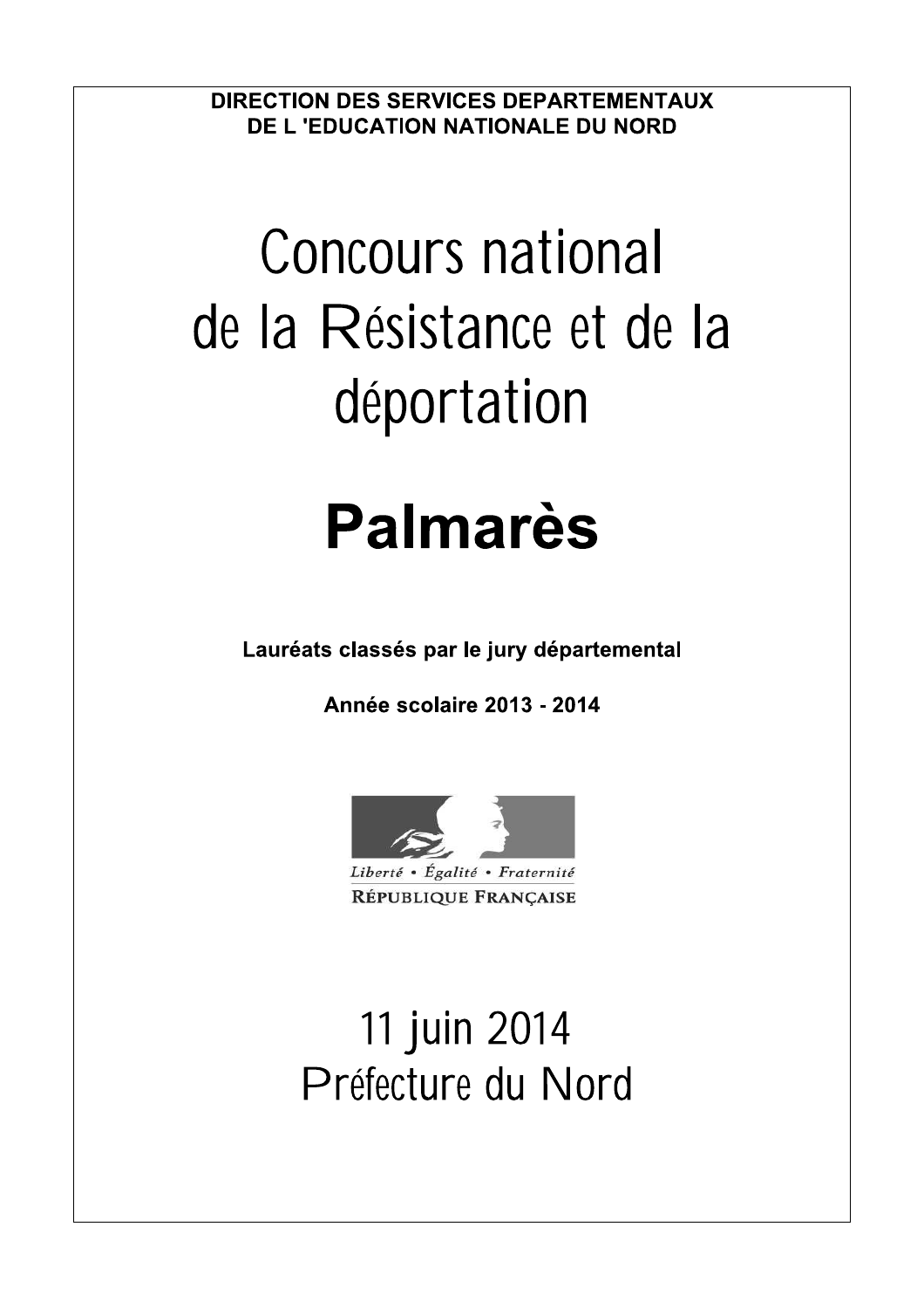**DIRECTION DES SERVICES DEPARTEMENTAUX**
**DE L 'EDUCATION NATIONALE DU NORD**

# Concours national de la Résistance et de la déportation

# Palmarès

**Lauréats classés par le jury départemental**

**Année scolaire 2013 - 2014**

Liberté • Égalité • Fraternité
RÉPUBLIQUE FRANÇAISE

## 11 juin 2014
## Préfecture du Nord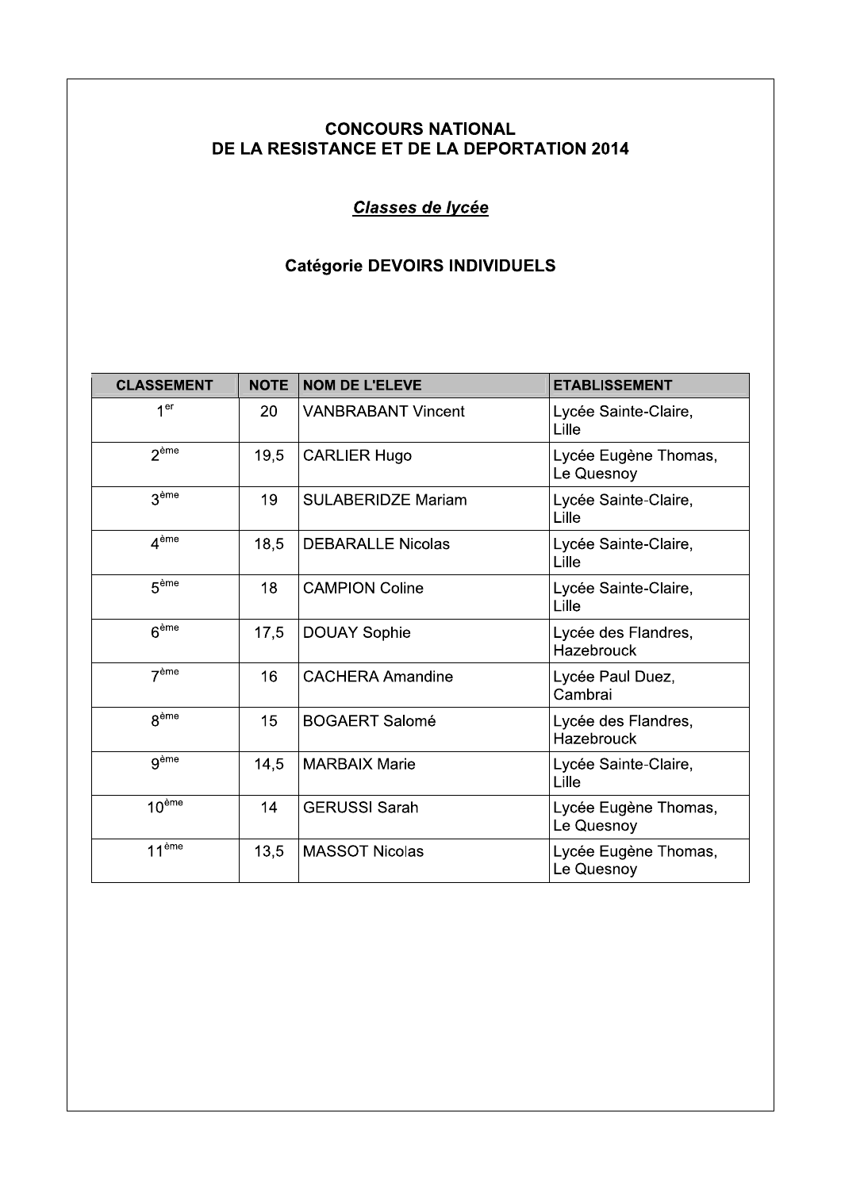## CONCOURS NATIONAL
## DE LA RESISTANCE ET DE LA DEPORTATION 2014

***Classes de lycée***

### Catégorie DEVOIRS INDIVIDUELS

| CLASSEMENT | NOTE | NOM DE L'ELEVE | ETABLISSEMENT |
|---|---|---|---|
| 1er | 20 | VANBRABANT Vincent | Lycée Sainte-Claire, Lille |
| 2ème | 19,5 | CARLIER Hugo | Lycée Eugène Thomas, Le Quesnoy |
| 3ème | 19 | SULABERIDZE Mariam | Lycée Sainte-Claire, Lille |
| 4ème | 18,5 | DEBARALLE Nicolas | Lycée Sainte-Claire, Lille |
| 5ème | 18 | CAMPION Coline | Lycée Sainte-Claire, Lille |
| 6ème | 17,5 | DOUAY Sophie | Lycée des Flandres, Hazebrouck |
| 7ème | 16 | CACHERA Amandine | Lycée Paul Duez, Cambrai |
| 8ème | 15 | BOGAERT Salomé | Lycée des Flandres, Hazebrouck |
| 9ème | 14,5 | MARBAIX Marie | Lycée Sainte-Claire, Lille |
| 10ème | 14 | GERUSSI Sarah | Lycée Eugène Thomas, Le Quesnoy |
| 11ème | 13,5 | MASSOT Nicolas | Lycée Eugène Thomas, Le Quesnoy |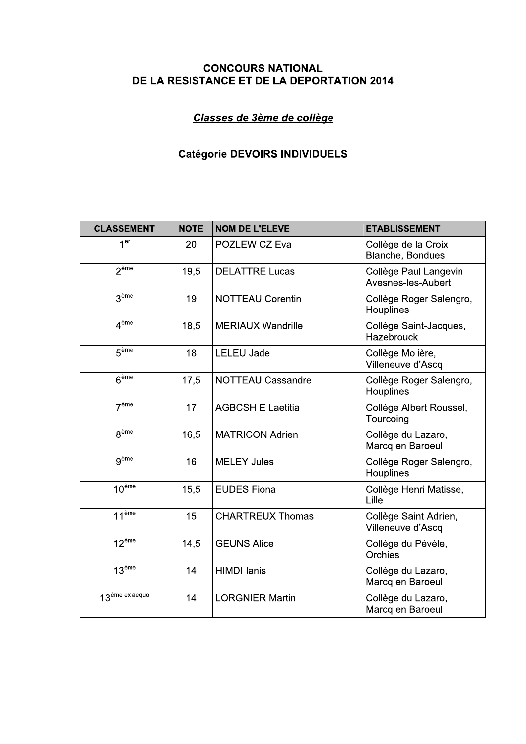**CONCOURS NATIONAL**
**DE LA RESISTANCE ET DE LA DEPORTATION 2014**

***Classes de 3ème de collège***

**Catégorie DEVOIRS INDIVIDUELS**

| CLASSEMENT | NOTE | NOM DE L'ELEVE | ETABLISSEMENT |
|---|---|---|---|
| 1er | 20 | POZLEWICZ Eva | Collège de la Croix Blanche, Bondues |
| 2ème | 19,5 | DELATTRE Lucas | Collège Paul Langevin Avesnes-les-Aubert |
| 3ème | 19 | NOTTEAU Corentin | Collège Roger Salengro, Houplines |
| 4ème | 18,5 | MERIAUX Wandrille | Collège Saint-Jacques, Hazebrouck |
| 5ème | 18 | LELEU Jade | Collège Molière, Villeneuve d'Ascq |
| 6ème | 17,5 | NOTTEAU Cassandre | Collège Roger Salengro, Houplines |
| 7ème | 17 | AGBCSHIE Laetitia | Collège Albert Roussel, Tourcoing |
| 8ème | 16,5 | MATRICON Adrien | Collège du Lazaro, Marcq en Baroeul |
| 9ème | 16 | MELEY Jules | Collège Roger Salengro, Houplines |
| 10ème | 15,5 | EUDES Fiona | Collège Henri Matisse, Lille |
| 11ème | 15 | CHARTREUX Thomas | Collège Saint-Adrien, Villeneuve d'Ascq |
| 12ème | 14,5 | GEUNS Alice | Collège du Pévèle, Orchies |
| 13ème | 14 | HIMDI Ianis | Collège du Lazaro, Marcq en Baroeul |
| 13ème ex aequo | 14 | LORGNIER Martin | Collège du Lazaro, Marcq en Baroeul |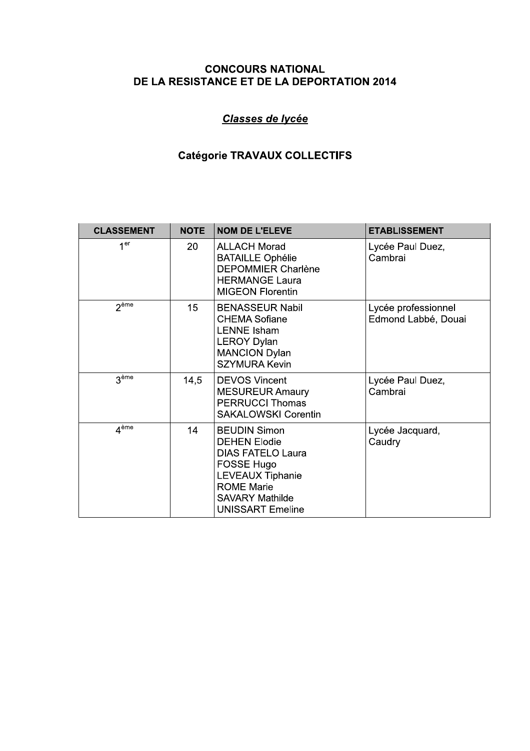**CONCOURS NATIONAL**
**DE LA RESISTANCE ET DE LA DEPORTATION 2014**

***Classes de lycée***

**Catégorie TRAVAUX COLLECTIFS**

| CLASSEMENT | NOTE | NOM DE L'ELEVE | ETABLISSEMENT |
|---|---|---|---|
| 1er | 20 | ALLACH Morad<br>BATAILLE Ophélie<br>DEPOMMIER Charlène<br>HERMANGE Laura<br>MIGEON Florentin | Lycée Paul Duez, Cambrai |
| 2ème | 15 | BENASSEUR Nabil<br>CHEMA Sofiane<br>LENNE Isham<br>LEROY Dylan<br>MANCION Dylan<br>SZYMURA Kevin | Lycée professionnel Edmond Labbé, Douai |
| 3ème | 14,5 | DEVOS Vincent<br>MESUREUR Amaury<br>PERRUCCI Thomas<br>SAKALOWSKI Corentin | Lycée Paul Duez, Cambrai |
| 4ème | 14 | BEUDIN Simon<br>DEHEN Elodie<br>DIAS FATELO Laura<br>FOSSE Hugo<br>LEVEAUX Tiphanie<br>ROME Marie<br>SAVARY Mathilde<br>UNISSART Emeline | Lycée Jacquard, Caudry |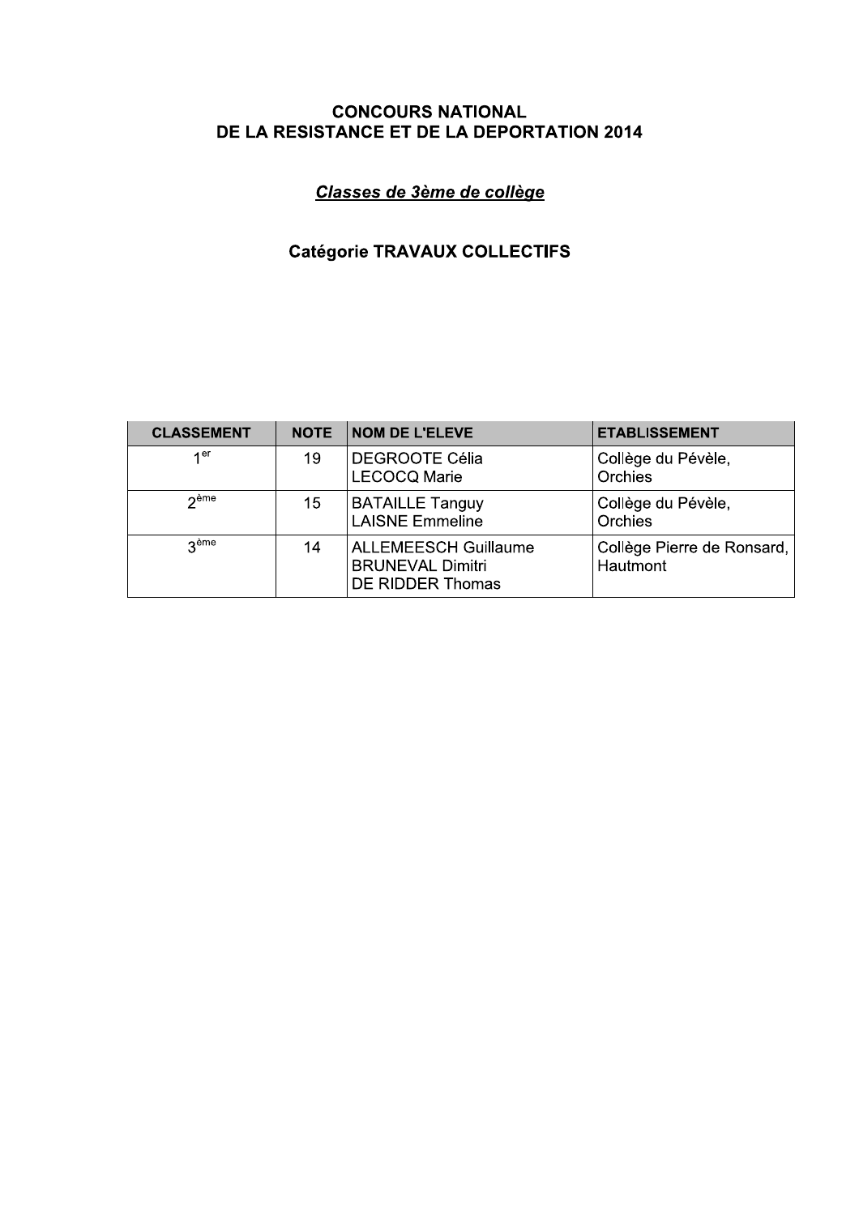**CONCOURS NATIONAL**
**DE LA RESISTANCE ET DE LA DEPORTATION 2014**

***Classes de 3ème de collège***

**Catégorie TRAVAUX COLLECTIFS**

| CLASSEMENT | NOTE | NOM DE L'ELEVE | ETABLISSEMENT |
|---|---|---|---|
| 1er | 19 | DEGROOTE Célia<br>LECOCQ Marie | Collège du Pévèle, Orchies |
| 2ème | 15 | BATAILLE Tanguy<br>LAISNE Emmeline | Collège du Pévèle, Orchies |
| 3ème | 14 | ALLEMEESCH Guillaume<br>BRUNEVAL Dimitri<br>DE RIDDER Thomas | Collège Pierre de Ronsard, Hautmont |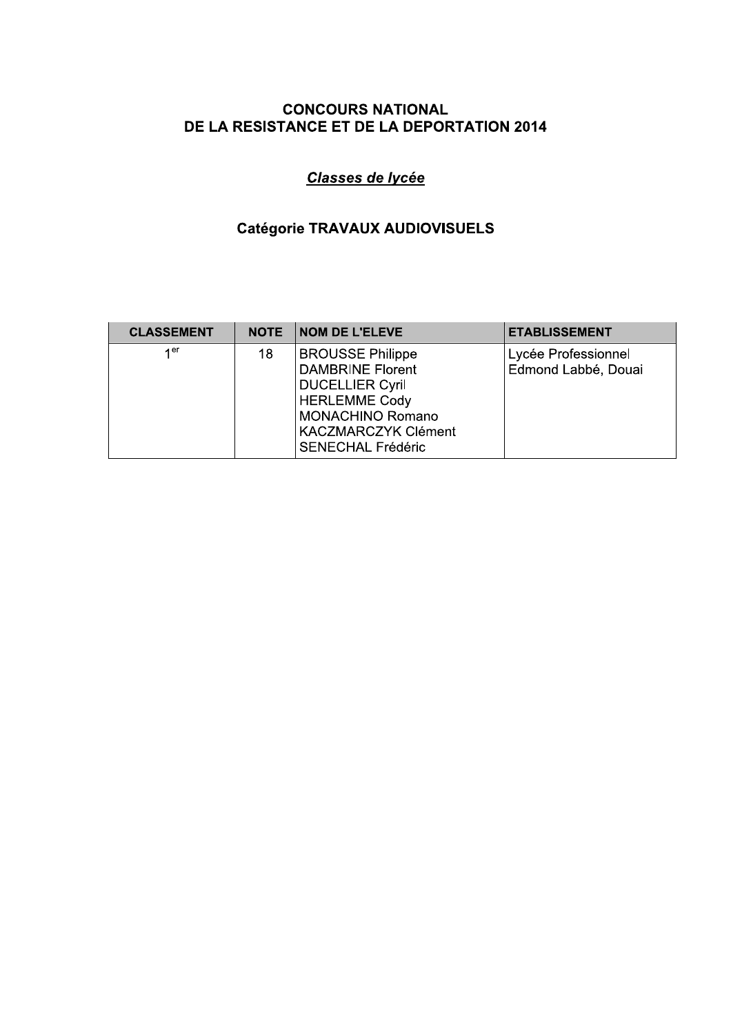# CONCOURS NATIONAL
# DE LA RESISTANCE ET DE LA DEPORTATION 2014

## *Classes de lycée*

### Catégorie TRAVAUX AUDIOVISUELS

| CLASSEMENT | NOTE | NOM DE L'ELEVE | ETABLISSEMENT |
| --- | --- | --- | --- |
| 1er | 18 | BROUSSE Philippe<br>DAMBRINE Florent<br>DUCELLIER Cyril<br>HERLEMME Cody<br>MONACHINO Romano<br>KACZMARCZYK Clément<br>SENECHAL Frédéric | Lycée Professionnel Edmond Labbé, Douai |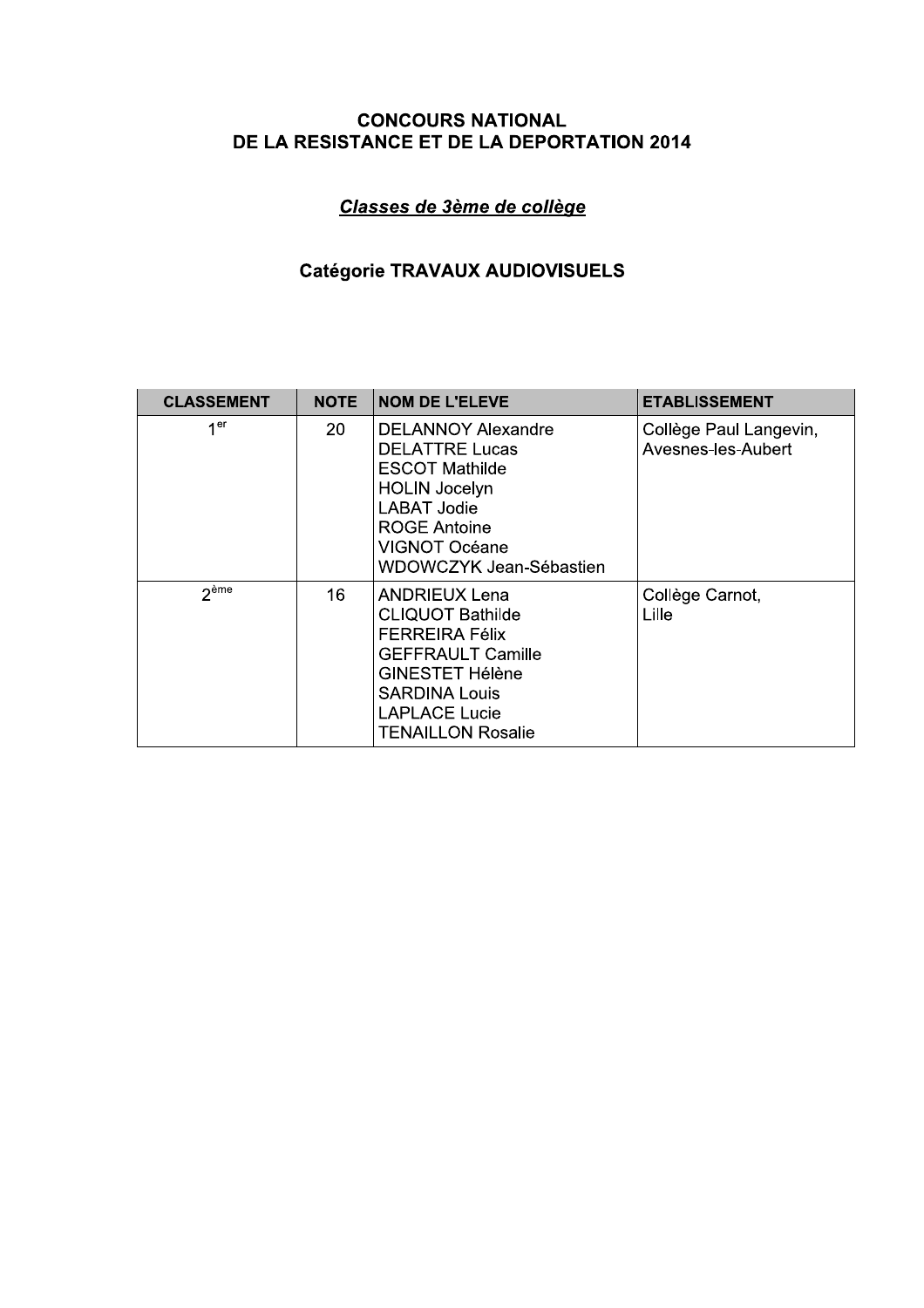# CONCOURS NATIONAL
# DE LA RESISTANCE ET DE LA DEPORTATION 2014

## *Classes de 3ème de collège*

### Catégorie TRAVAUX AUDIOVISUELS

| CLASSEMENT | NOTE | NOM DE L'ELEVE | ETABLISSEMENT |
|---|---|---|---|
| 1er | 20 | DELANNOY Alexandre<br>DELATTRE Lucas<br>ESCOT Mathilde<br>HOLIN Jocelyn<br>LABAT Jodie<br>ROGE Antoine<br>VIGNOT Océane<br>WDOWCZYK Jean-Sébastien | Collège Paul Langevin,<br>Avesnes-les-Aubert |
| 2ème | 16 | ANDRIEUX Lena<br>CLIQUOT Bathilde<br>FERREIRA Félix<br>GEFFRAULT Camille<br>GINESTET Hélène<br>SARDINA Louis<br>LAPLACE Lucie<br>TENAILLON Rosalie | Collège Carnot,<br>Lille |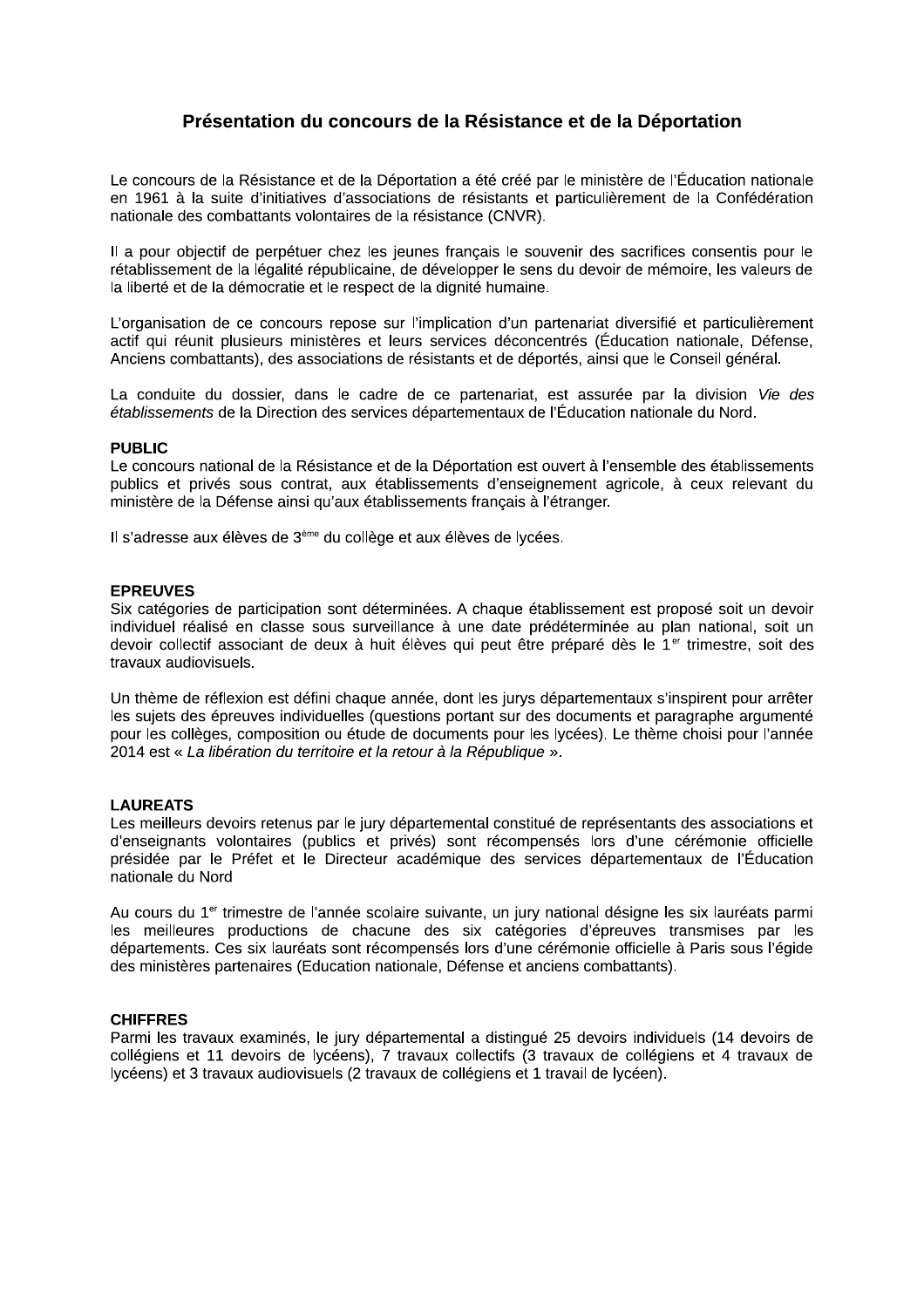# Présentation du concours de la Résistance et de la Déportation

Le concours de la Résistance et de la Déportation a été créé par le ministère de l'Éducation nationale en 1961 à la suite d'initiatives d'associations de résistants et particulièrement de la Confédération nationale des combattants volontaires de la résistance (CNVR).

Il a pour objectif de perpétuer chez les jeunes français le souvenir des sacrifices consentis pour le rétablissement de la légalité républicaine, de développer le sens du devoir de mémoire, les valeurs de la liberté et de la démocratie et le respect de la dignité humaine.

L'organisation de ce concours repose sur l'implication d'un partenariat diversifié et particulièrement actif qui réunit plusieurs ministères et leurs services déconcentrés (Éducation nationale, Défense, Anciens combattants), des associations de résistants et de déportés, ainsi que le Conseil général.

La conduite du dossier, dans le cadre de ce partenariat, est assurée par la division *Vie des établissements* de la Direction des services départementaux de l'Éducation nationale du Nord.

**PUBLIC**
Le concours national de la Résistance et de la Déportation est ouvert à l'ensemble des établissements publics et privés sous contrat, aux établissements d'enseignement agricole, à ceux relevant du ministère de la Défense ainsi qu'aux établissements français à l'étranger.

Il s'adresse aux élèves de 3ème du collège et aux élèves de lycées.

**EPREUVES**
Six catégories de participation sont déterminées. A chaque établissement est proposé soit un devoir individuel réalisé en classe sous surveillance à une date prédéterminée au plan national, soit un devoir collectif associant de deux à huit élèves qui peut être préparé dès le 1er trimestre, soit des travaux audiovisuels.

Un thème de réflexion est défini chaque année, dont les jurys départementaux s'inspirent pour arrêter les sujets des épreuves individuelles (questions portant sur des documents et paragraphe argumenté pour les collèges, composition ou étude de documents pour les lycées). Le thème choisi pour l'année 2014 est « *La libération du territoire et la retour à la République* ».

**LAUREATS**
Les meilleurs devoirs retenus par le jury départemental constitué de représentants des associations et d'enseignants volontaires (publics et privés) sont récompensés lors d'une cérémonie officielle présidée par le Préfet et le Directeur académique des services départementaux de l'Éducation nationale du Nord

Au cours du 1er trimestre de l'année scolaire suivante, un jury national désigne les six lauréats parmi les meilleures productions de chacune des six catégories d'épreuves transmises par les départements. Ces six lauréats sont récompensés lors d'une cérémonie officielle à Paris sous l'égide des ministères partenaires (Education nationale, Défense et anciens combattants).

**CHIFFRES**
Parmi les travaux examinés, le jury départemental a distingué 25 devoirs individuels (14 devoirs de collégiens et 11 devoirs de lycéens), 7 travaux collectifs (3 travaux de collégiens et 4 travaux de lycéens) et 3 travaux audiovisuels (2 travaux de collégiens et 1 travail de lycéen).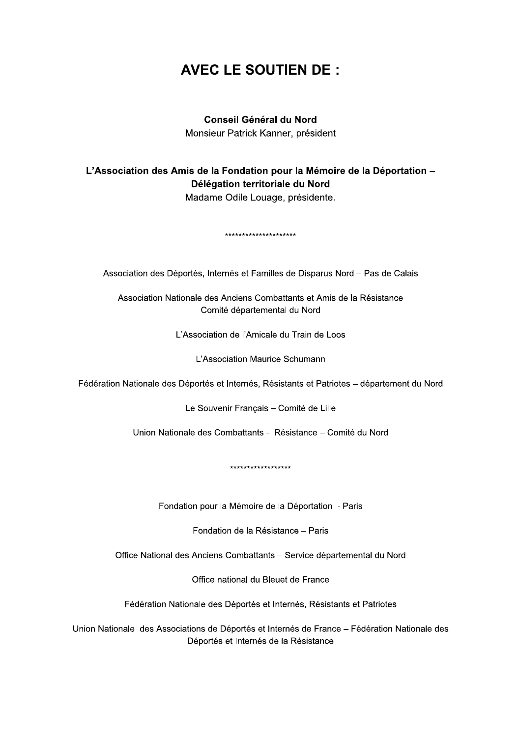# AVEC LE SOUTIEN DE :

**Conseil Général du Nord**
Monsieur Patrick Kanner, président

**L'Association des Amis de la Fondation pour la Mémoire de la Déportation – Délégation territoriale du Nord**
Madame Odile Louage, présidente.

*********************

Association des Déportés, Internés et Familles de Disparus Nord – Pas de Calais

Association Nationale des Anciens Combattants et Amis de la Résistance
Comité départemental du Nord

L'Association de l'Amicale du Train de Loos

L'Association Maurice Schumann

Fédération Nationale des Déportés et Internés, Résistants et Patriotes – département du Nord

Le Souvenir Français – Comité de Lille

Union Nationale des Combattants - Résistance – Comité du Nord

******************

Fondation pour la Mémoire de la Déportation - Paris

Fondation de la Résistance – Paris

Office National des Anciens Combattants – Service départemental du Nord

Office national du Bleuet de France

Fédération Nationale des Déportés et Internés, Résistants et Patriotes

Union Nationale des Associations de Déportés et Internés de France – Fédération Nationale des Déportés et Internés de la Résistance